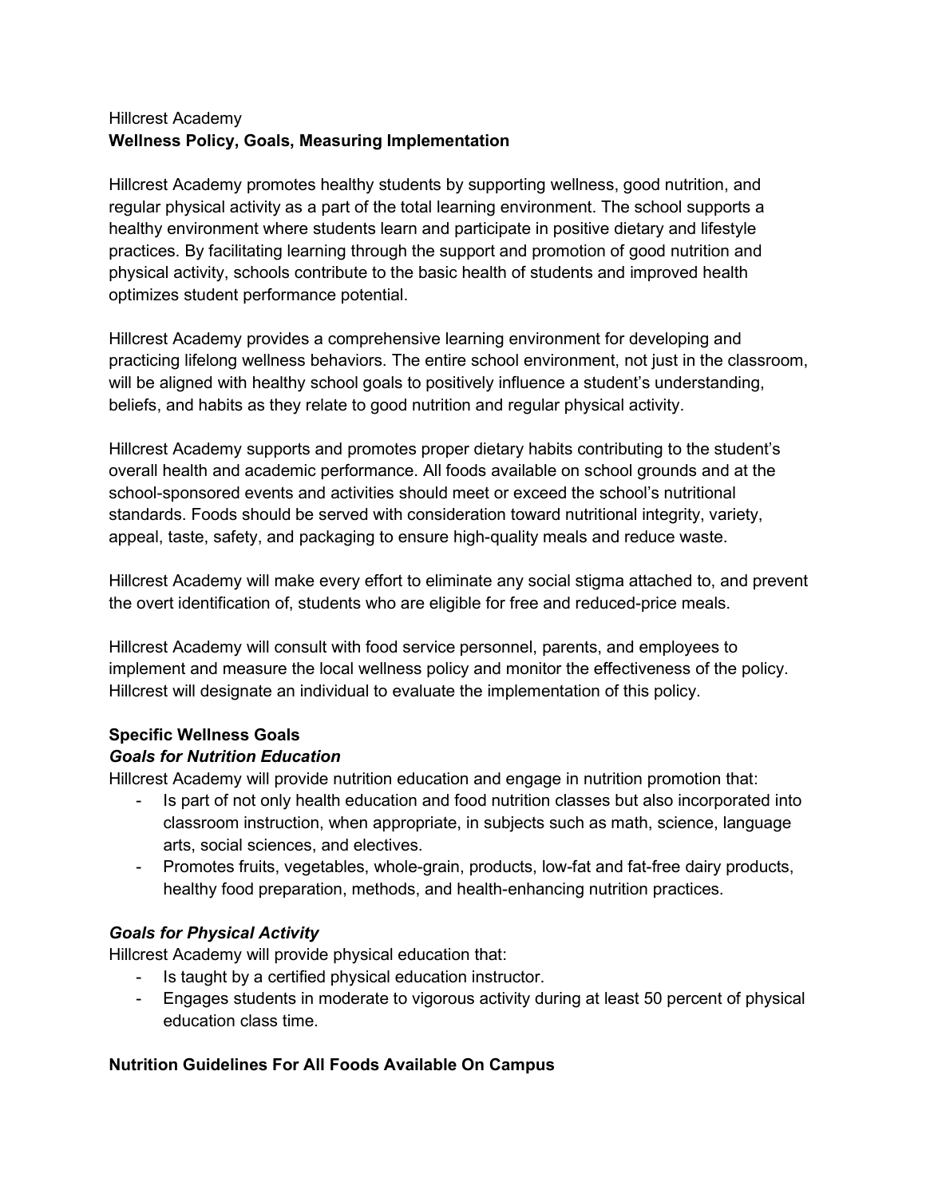Hillcrest Academy
**Wellness Policy, Goals, Measuring Implementation**

Hillcrest Academy promotes healthy students by supporting wellness, good nutrition, and regular physical activity as a part of the total learning environment. The school supports a healthy environment where students learn and participate in positive dietary and lifestyle practices. By facilitating learning through the support and promotion of good nutrition and physical activity, schools contribute to the basic health of students and improved health optimizes student performance potential.

Hillcrest Academy provides a comprehensive learning environment for developing and practicing lifelong wellness behaviors. The entire school environment, not just in the classroom, will be aligned with healthy school goals to positively influence a student's understanding, beliefs, and habits as they relate to good nutrition and regular physical activity.

Hillcrest Academy supports and promotes proper dietary habits contributing to the student's overall health and academic performance. All foods available on school grounds and at the school-sponsored events and activities should meet or exceed the school's nutritional standards. Foods should be served with consideration toward nutritional integrity, variety, appeal, taste, safety, and packaging to ensure high-quality meals and reduce waste.

Hillcrest Academy will make every effort to eliminate any social stigma attached to, and prevent the overt identification of, students who are eligible for free and reduced-price meals.

Hillcrest Academy will consult with food service personnel, parents, and employees to implement and measure the local wellness policy and monitor the effectiveness of the policy. Hillcrest will designate an individual to evaluate the implementation of this policy.

## Specific Wellness Goals

### *Goals for Nutrition Education*

Hillcrest Academy will provide nutrition education and engage in nutrition promotion that:

- Is part of not only health education and food nutrition classes but also incorporated into classroom instruction, when appropriate, in subjects such as math, science, language arts, social sciences, and electives.
- Promotes fruits, vegetables, whole-grain, products, low-fat and fat-free dairy products, healthy food preparation, methods, and health-enhancing nutrition practices.

### *Goals for Physical Activity*

Hillcrest Academy will provide physical education that:

- Is taught by a certified physical education instructor.
- Engages students in moderate to vigorous activity during at least 50 percent of physical education class time.

## Nutrition Guidelines For All Foods Available On Campus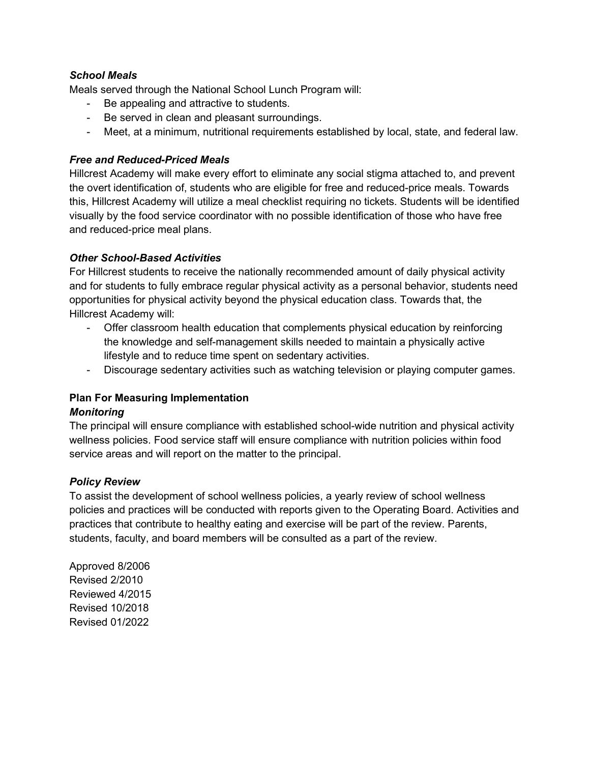***School Meals***

Meals served through the National School Lunch Program will:

- Be appealing and attractive to students.
- Be served in clean and pleasant surroundings.
- Meet, at a minimum, nutritional requirements established by local, state, and federal law.

***Free and Reduced-Priced Meals***

Hillcrest Academy will make every effort to eliminate any social stigma attached to, and prevent the overt identification of, students who are eligible for free and reduced-price meals. Towards this, Hillcrest Academy will utilize a meal checklist requiring no tickets. Students will be identified visually by the food service coordinator with no possible identification of those who have free and reduced-price meal plans.

***Other School-Based Activities***

For Hillcrest students to receive the nationally recommended amount of daily physical activity and for students to fully embrace regular physical activity as a personal behavior, students need opportunities for physical activity beyond the physical education class. Towards that, the Hillcrest Academy will:

- Offer classroom health education that complements physical education by reinforcing the knowledge and self-management skills needed to maintain a physically active lifestyle and to reduce time spent on sedentary activities.
- Discourage sedentary activities such as watching television or playing computer games.

**Plan For Measuring Implementation**

***Monitoring***

The principal will ensure compliance with established school-wide nutrition and physical activity wellness policies. Food service staff will ensure compliance with nutrition policies within food service areas and will report on the matter to the principal.

***Policy Review***

To assist the development of school wellness policies, a yearly review of school wellness policies and practices will be conducted with reports given to the Operating Board. Activities and practices that contribute to healthy eating and exercise will be part of the review. Parents, students, faculty, and board members will be consulted as a part of the review.

Approved 8/2006
Revised 2/2010
Reviewed 4/2015
Revised 10/2018
Revised 01/2022